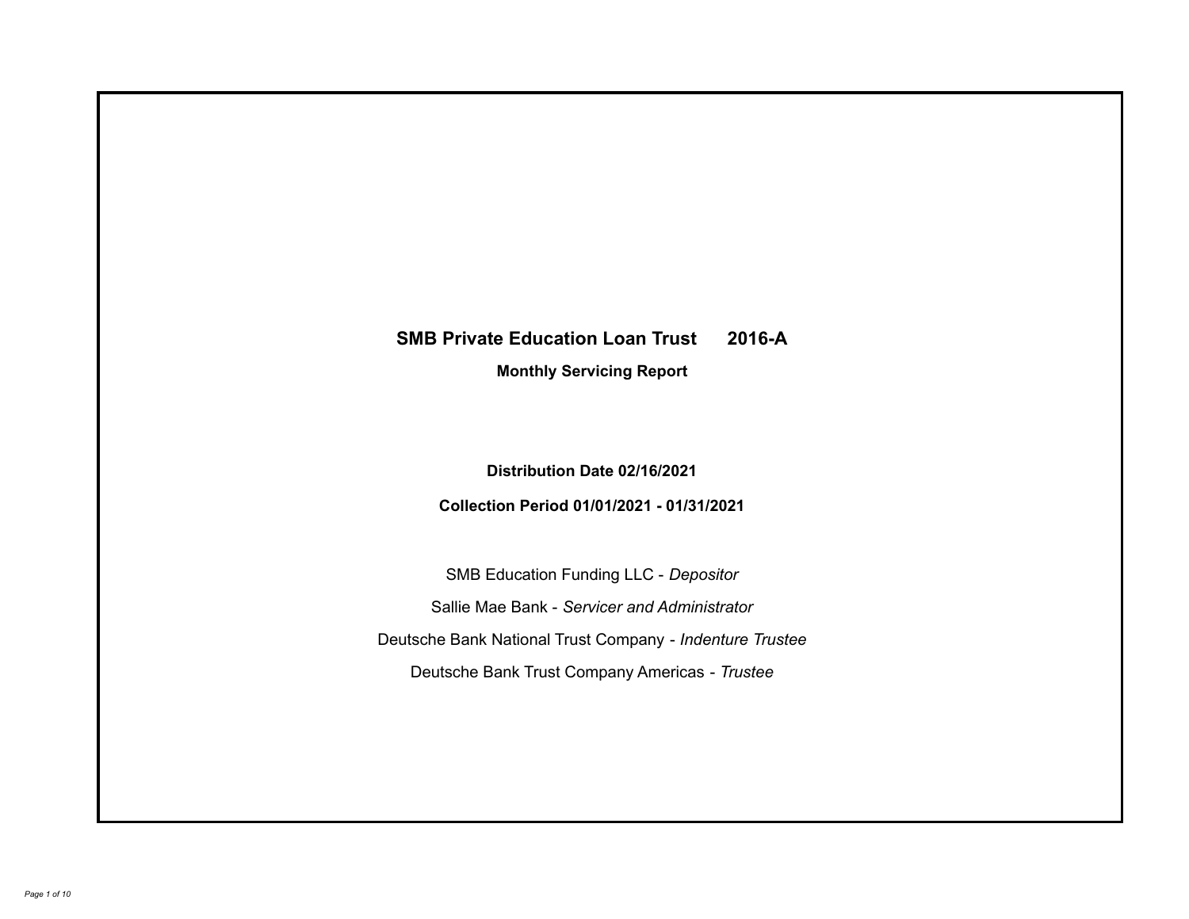# SMB Private Education Loan Trust 2016-A

## Monthly Servicing Report

**Distribution Date 02/16/2021**

**Collection Period 01/01/2021 - 01/31/2021**

SMB Education Funding LLC - *Depositor*

Sallie Mae Bank - *Servicer and Administrator*

Deutsche Bank National Trust Company - *Indenture Trustee*

Deutsche Bank Trust Company Americas - *Trustee*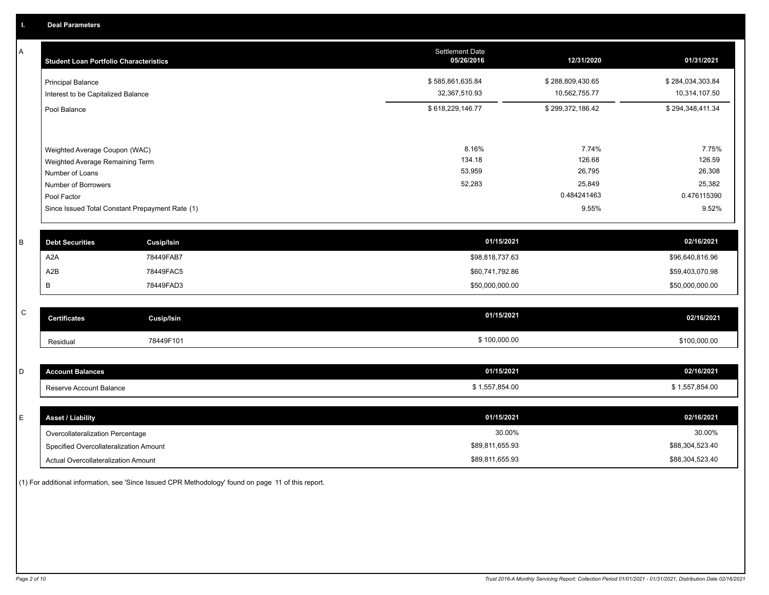## I. Deal Parameters

### A

| Student Loan Portfolio Characteristics | Settlement Date 05/26/2016 | 12/31/2020 | 01/31/2021 |
|---|---|---|---|
| Principal Balance | $ 585,861,635.84 | $ 288,809,430.65 | $ 284,034,303.84 |
| Interest to be Capitalized Balance | 32,367,510.93 | 10,562,755.77 | 10,314,107.50 |
| Pool Balance | $ 618,229,146.77 | $ 299,372,186.42 | $ 294,348,411.34 |
| Weighted Average Coupon (WAC) | 8.16% | 7.74% | 7.75% |
| Weighted Average Remaining Term | 134.18 | 126.68 | 126.59 |
| Number of Loans | 53,959 | 26,795 | 26,308 |
| Number of Borrowers | 52,283 | 25,849 | 25,382 |
| Pool Factor | | 0.484241463 | 0.476115390 |
| Since Issued Total Constant Prepayment Rate (1) | | 9.55% | 9.52% |

### B

| Debt Securities | Cusip/Isin | 01/15/2021 | 02/16/2021 |
|---|---|---|---|
| A2A | 78449FAB7 | $98,818,737.63 | $96,640,816.96 |
| A2B | 78449FAC5 | $60,741,792.86 | $59,403,070.98 |
| B | 78449FAD3 | $50,000,000.00 | $50,000,000.00 |

### C

| Certificates | Cusip/Isin | 01/15/2021 | 02/16/2021 |
|---|---|---|---|
| Residual | 78449F101 | $ 100,000.00 | $100,000.00 |

### D

| Account Balances | 01/15/2021 | 02/16/2021 |
|---|---|---|
| Reserve Account Balance | $ 1,557,854.00 | $ 1,557,854.00 |

### E

| Asset / Liability | 01/15/2021 | 02/16/2021 |
|---|---|---|
| Overcollateralization Percentage | 30.00% | 30.00% |
| Specified Overcollateralization Amount | $89,811,655.93 | $88,304,523.40 |
| Actual Overcollateralization Amount | $89,811,655.93 | $88,304,523.40 |

(1) For additional information, see 'Since Issued CPR Methodology' found on page 11 of this report.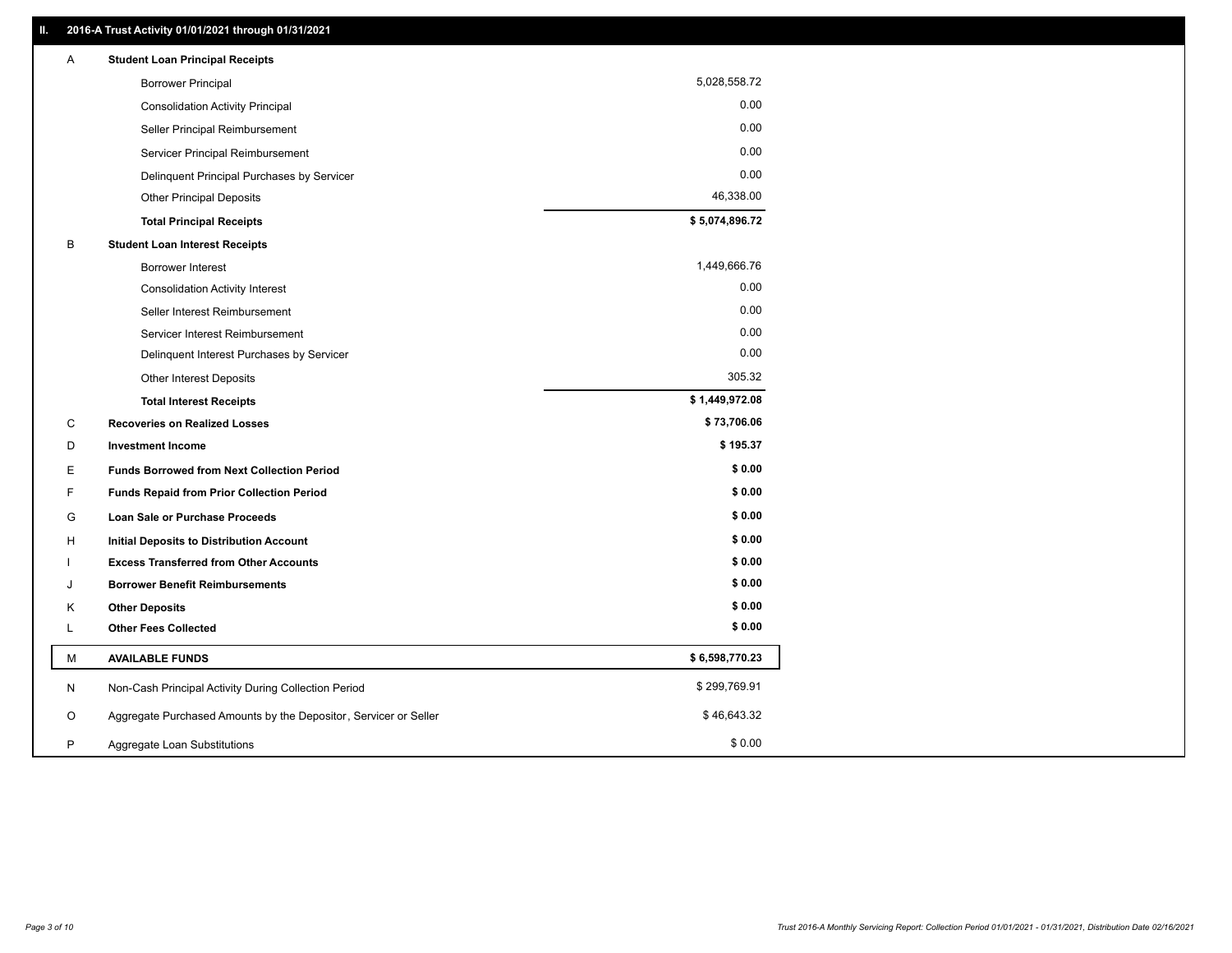## II. 2016-A Trust Activity 01/01/2021 through 01/31/2021

| | | |
|---|---|---|
| A | **Student Loan Principal Receipts** | |
| | Borrower Principal | 5,028,558.72 |
| | Consolidation Activity Principal | 0.00 |
| | Seller Principal Reimbursement | 0.00 |
| | Servicer Principal Reimbursement | 0.00 |
| | Delinquent Principal Purchases by Servicer | 0.00 |
| | Other Principal Deposits | 46,338.00 |
| | **Total Principal Receipts** | **$ 5,074,896.72** |
| B | **Student Loan Interest Receipts** | |
| | Borrower Interest | 1,449,666.76 |
| | Consolidation Activity Interest | 0.00 |
| | Seller Interest Reimbursement | 0.00 |
| | Servicer Interest Reimbursement | 0.00 |
| | Delinquent Interest Purchases by Servicer | 0.00 |
| | Other Interest Deposits | 305.32 |
| | **Total Interest Receipts** | **$ 1,449,972.08** |
| C | **Recoveries on Realized Losses** | **$ 73,706.06** |
| D | **Investment Income** | **$ 195.37** |
| E | **Funds Borrowed from Next Collection Period** | **$ 0.00** |
| F | **Funds Repaid from Prior Collection Period** | **$ 0.00** |
| G | **Loan Sale or Purchase Proceeds** | **$ 0.00** |
| H | **Initial Deposits to Distribution Account** | **$ 0.00** |
| I | **Excess Transferred from Other Accounts** | **$ 0.00** |
| J | **Borrower Benefit Reimbursements** | **$ 0.00** |
| K | **Other Deposits** | **$ 0.00** |
| L | **Other Fees Collected** | **$ 0.00** |
| M | **AVAILABLE FUNDS** | **$ 6,598,770.23** |
| N | Non-Cash Principal Activity During Collection Period | $ 299,769.91 |
| O | Aggregate Purchased Amounts by the Depositor, Servicer or Seller | $ 46,643.32 |
| P | Aggregate Loan Substitutions | $ 0.00 |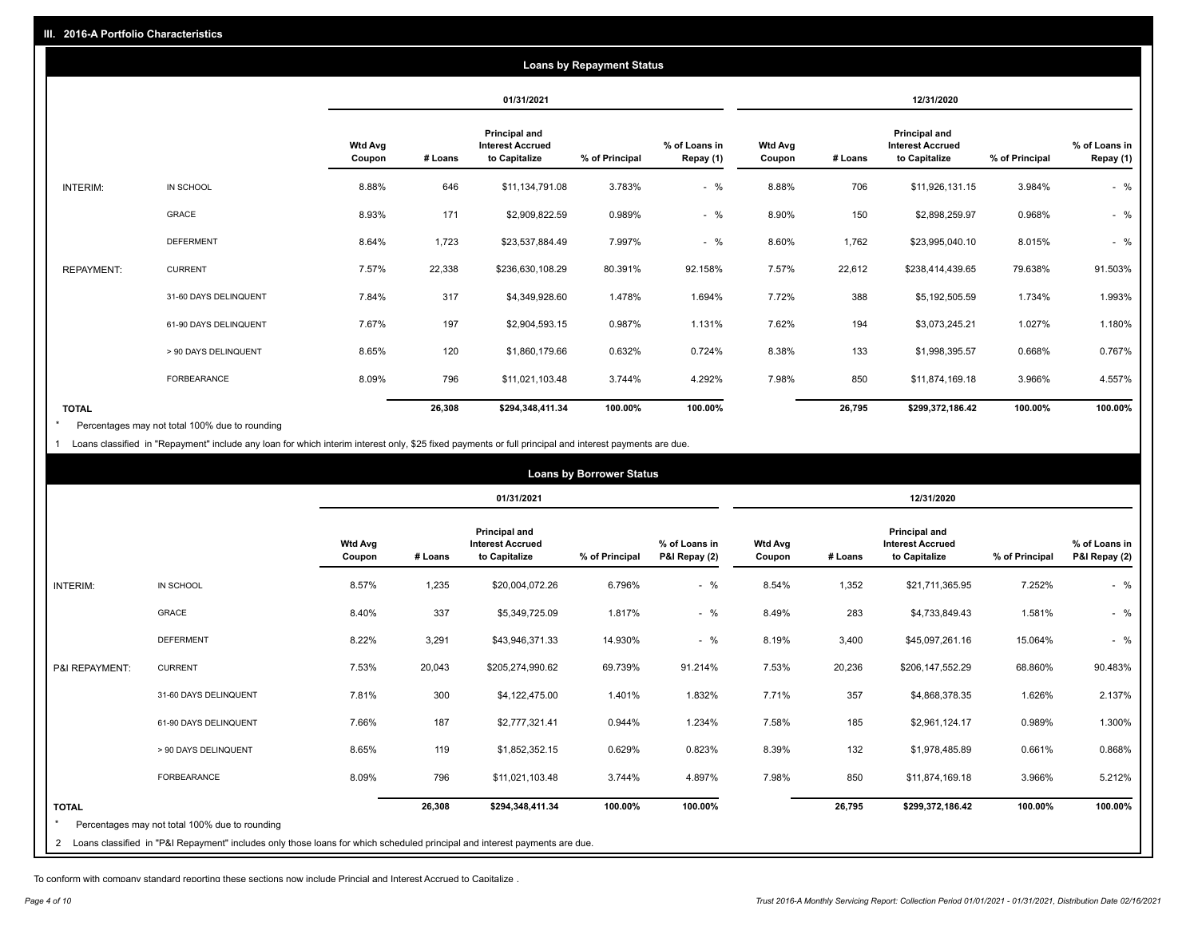## III. 2016-A Portfolio Characteristics

### Loans by Repayment Status

| | | 01/31/2021 | | | | | 12/31/2020 | | | | |
|---|---|---|---|---|---|---|---|---|---|---|---|
| | | Wtd Avg Coupon | # Loans | Principal and Interest Accrued to Capitalize | % of Principal | % of Loans in Repay (1) | Wtd Avg Coupon | # Loans | Principal and Interest Accrued to Capitalize | % of Principal | % of Loans in Repay (1) |
| INTERIM: | IN SCHOOL | 8.88% | 646 | $11,134,791.08 | 3.783% | - % | 8.88% | 706 | $11,926,131.15 | 3.984% | - % |
| | GRACE | 8.93% | 171 | $2,909,822.59 | 0.989% | - % | 8.90% | 150 | $2,898,259.97 | 0.968% | - % |
| | DEFERMENT | 8.64% | 1,723 | $23,537,884.49 | 7.997% | - % | 8.60% | 1,762 | $23,995,040.10 | 8.015% | - % |
| REPAYMENT: | CURRENT | 7.57% | 22,338 | $236,630,108.29 | 80.391% | 92.158% | 7.57% | 22,612 | $238,414,439.65 | 79.638% | 91.503% |
| | 31-60 DAYS DELINQUENT | 7.84% | 317 | $4,349,928.60 | 1.478% | 1.694% | 7.72% | 388 | $5,192,505.59 | 1.734% | 1.993% |
| | 61-90 DAYS DELINQUENT | 7.67% | 197 | $2,904,593.15 | 0.987% | 1.131% | 7.62% | 194 | $3,073,245.21 | 1.027% | 1.180% |
| | > 90 DAYS DELINQUENT | 8.65% | 120 | $1,860,179.66 | 0.632% | 0.724% | 8.38% | 133 | $1,998,395.57 | 0.668% | 0.767% |
| | FORBEARANCE | 8.09% | 796 | $11,021,103.48 | 3.744% | 4.292% | 7.98% | 850 | $11,874,169.18 | 3.966% | 4.557% |
| TOTAL | | | 26,308 | $294,348,411.34 | 100.00% | 100.00% | | 26,795 | $299,372,186.42 | 100.00% | 100.00% |

* Percentages may not total 100% due to rounding

1 Loans classified in "Repayment" include any loan for which interim interest only, $25 fixed payments or full principal and interest payments are due.

### Loans by Borrower Status

| | | 01/31/2021 | | | | | 12/31/2020 | | | | |
|---|---|---|---|---|---|---|---|---|---|---|---|
| | | Wtd Avg Coupon | # Loans | Principal and Interest Accrued to Capitalize | % of Principal | % of Loans in P&I Repay (2) | Wtd Avg Coupon | # Loans | Principal and Interest Accrued to Capitalize | % of Principal | % of Loans in P&I Repay (2) |
| INTERIM: | IN SCHOOL | 8.57% | 1,235 | $20,004,072.26 | 6.796% | - % | 8.54% | 1,352 | $21,711,365.95 | 7.252% | - % |
| | GRACE | 8.40% | 337 | $5,349,725.09 | 1.817% | - % | 8.49% | 283 | $4,733,849.43 | 1.581% | - % |
| | DEFERMENT | 8.22% | 3,291 | $43,946,371.33 | 14.930% | - % | 8.19% | 3,400 | $45,097,261.16 | 15.064% | - % |
| P&I REPAYMENT: | CURRENT | 7.53% | 20,043 | $205,274,990.62 | 69.739% | 91.214% | 7.53% | 20,236 | $206,147,552.29 | 68.860% | 90.483% |
| | 31-60 DAYS DELINQUENT | 7.81% | 300 | $4,122,475.00 | 1.401% | 1.832% | 7.71% | 357 | $4,868,378.35 | 1.626% | 2.137% |
| | 61-90 DAYS DELINQUENT | 7.66% | 187 | $2,777,321.41 | 0.944% | 1.234% | 7.58% | 185 | $2,961,124.17 | 0.989% | 1.300% |
| | > 90 DAYS DELINQUENT | 8.65% | 119 | $1,852,352.15 | 0.629% | 0.823% | 8.39% | 132 | $1,978,485.89 | 0.661% | 0.868% |
| | FORBEARANCE | 8.09% | 796 | $11,021,103.48 | 3.744% | 4.897% | 7.98% | 850 | $11,874,169.18 | 3.966% | 5.212% |
| TOTAL | | | 26,308 | $294,348,411.34 | 100.00% | 100.00% | | 26,795 | $299,372,186.42 | 100.00% | 100.00% |

* Percentages may not total 100% due to rounding

2 Loans classified in "P&I Repayment" includes only those loans for which scheduled principal and interest payments are due.

To conform with company standard reporting these sections now include Princial and Interest Accrued to Capitalize .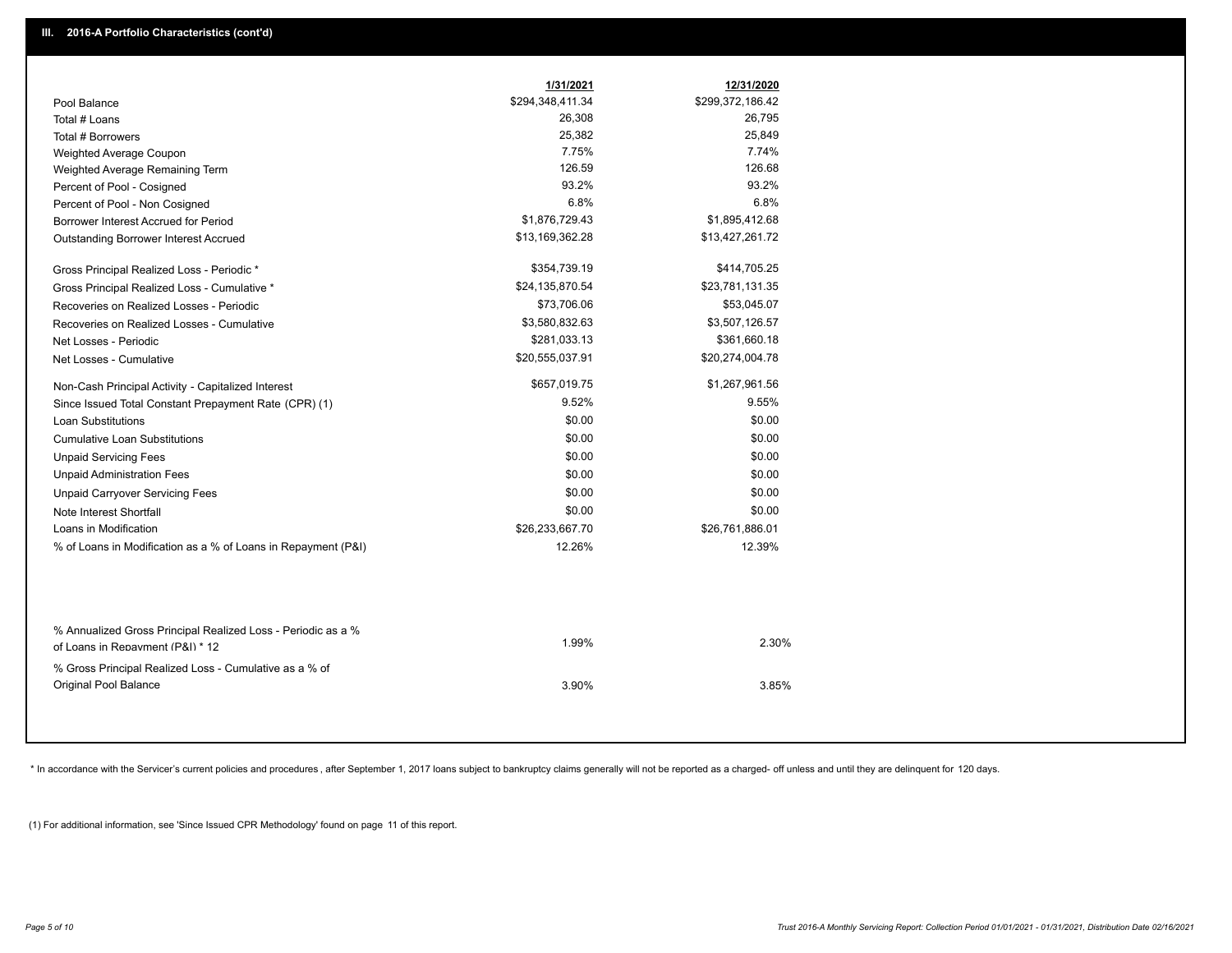## III. 2016-A Portfolio Characteristics (cont'd)

| | 1/31/2021 | 12/31/2020 |
|---|---|---|
| Pool Balance | $294,348,411.34 | $299,372,186.42 |
| Total # Loans | 26,308 | 26,795 |
| Total # Borrowers | 25,382 | 25,849 |
| Weighted Average Coupon | 7.75% | 7.74% |
| Weighted Average Remaining Term | 126.59 | 126.68 |
| Percent of Pool - Cosigned | 93.2% | 93.2% |
| Percent of Pool - Non Cosigned | 6.8% | 6.8% |
| Borrower Interest Accrued for Period | $1,876,729.43 | $1,895,412.68 |
| Outstanding Borrower Interest Accrued | $13,169,362.28 | $13,427,261.72 |
| Gross Principal Realized Loss - Periodic * | $354,739.19 | $414,705.25 |
| Gross Principal Realized Loss - Cumulative * | $24,135,870.54 | $23,781,131.35 |
| Recoveries on Realized Losses - Periodic | $73,706.06 | $53,045.07 |
| Recoveries on Realized Losses - Cumulative | $3,580,832.63 | $3,507,126.57 |
| Net Losses - Periodic | $281,033.13 | $361,660.18 |
| Net Losses - Cumulative | $20,555,037.91 | $20,274,004.78 |
| Non-Cash Principal Activity - Capitalized Interest | $657,019.75 | $1,267,961.56 |
| Since Issued Total Constant Prepayment Rate (CPR) (1) | 9.52% | 9.55% |
| Loan Substitutions | $0.00 | $0.00 |
| Cumulative Loan Substitutions | $0.00 | $0.00 |
| Unpaid Servicing Fees | $0.00 | $0.00 |
| Unpaid Administration Fees | $0.00 | $0.00 |
| Unpaid Carryover Servicing Fees | $0.00 | $0.00 |
| Note Interest Shortfall | $0.00 | $0.00 |
| Loans in Modification | $26,233,667.70 | $26,761,886.01 |
| % of Loans in Modification as a % of Loans in Repayment (P&I) | 12.26% | 12.39% |
| % Annualized Gross Principal Realized Loss - Periodic as a % of Loans in Repayment (P&I) * 12 | 1.99% | 2.30% |
| % Gross Principal Realized Loss - Cumulative as a % of Original Pool Balance | 3.90% | 3.85% |

* In accordance with the Servicer's current policies and procedures , after September 1, 2017 loans subject to bankruptcy claims generally will not be reported as a charged- off unless and until they are delinquent for 120 days.

(1) For additional information, see 'Since Issued CPR Methodology' found on page 11 of this report.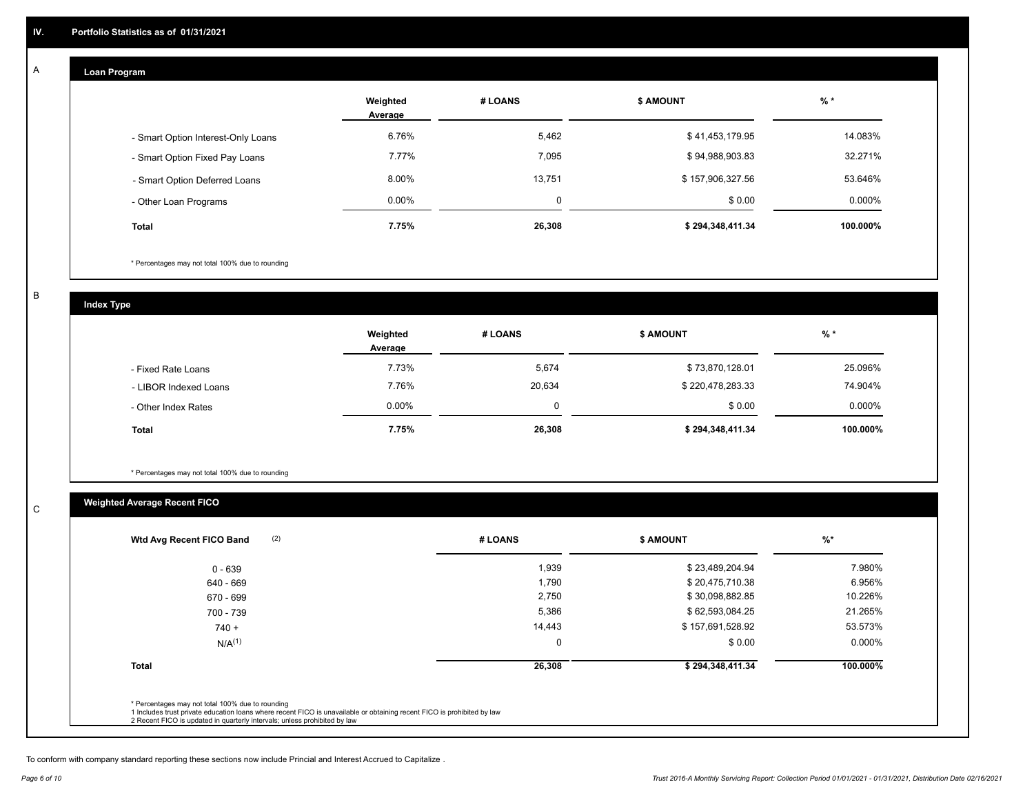## IV. Portfolio Statistics as of 01/31/2021

### A Loan Program

| | Weighted Average | # LOANS | $ AMOUNT | % * |
|---|---|---|---|---|
| - Smart Option Interest-Only Loans | 6.76% | 5,462 | $ 41,453,179.95 | 14.083% |
| - Smart Option Fixed Pay Loans | 7.77% | 7,095 | $ 94,988,903.83 | 32.271% |
| - Smart Option Deferred Loans | 8.00% | 13,751 | $ 157,906,327.56 | 53.646% |
| - Other Loan Programs | 0.00% | 0 | $ 0.00 | 0.000% |
| **Total** | **7.75%** | **26,308** | **$ 294,348,411.34** | **100.000%** |

* Percentages may not total 100% due to rounding

### B Index Type

| | Weighted Average | # LOANS | $ AMOUNT | % * |
|---|---|---|---|---|
| - Fixed Rate Loans | 7.73% | 5,674 | $ 73,870,128.01 | 25.096% |
| - LIBOR Indexed Loans | 7.76% | 20,634 | $ 220,478,283.33 | 74.904% |
| - Other Index Rates | 0.00% | 0 | $ 0.00 | 0.000% |
| **Total** | **7.75%** | **26,308** | **$ 294,348,411.34** | **100.000%** |

* Percentages may not total 100% due to rounding

### C Weighted Average Recent FICO

| Wtd Avg Recent FICO Band (2) | # LOANS | $ AMOUNT | %* |
|---|---|---|---|
| 0 - 639 | 1,939 | $ 23,489,204.94 | 7.980% |
| 640 - 669 | 1,790 | $ 20,475,710.38 | 6.956% |
| 670 - 699 | 2,750 | $ 30,098,882.85 | 10.226% |
| 700 - 739 | 5,386 | $ 62,593,084.25 | 21.265% |
| 740 + | 14,443 | $ 157,691,528.92 | 53.573% |
| N/A(1) | 0 | $ 0.00 | 0.000% |
| **Total** | **26,308** | **$ 294,348,411.34** | **100.000%** |

* Percentages may not total 100% due to rounding
1 Includes trust private education loans where recent FICO is unavailable or obtaining recent FICO is prohibited by law
2 Recent FICO is updated in quarterly intervals; unless prohibited by law

To conform with company standard reporting these sections now include Princial and Interest Accrued to Capitalize .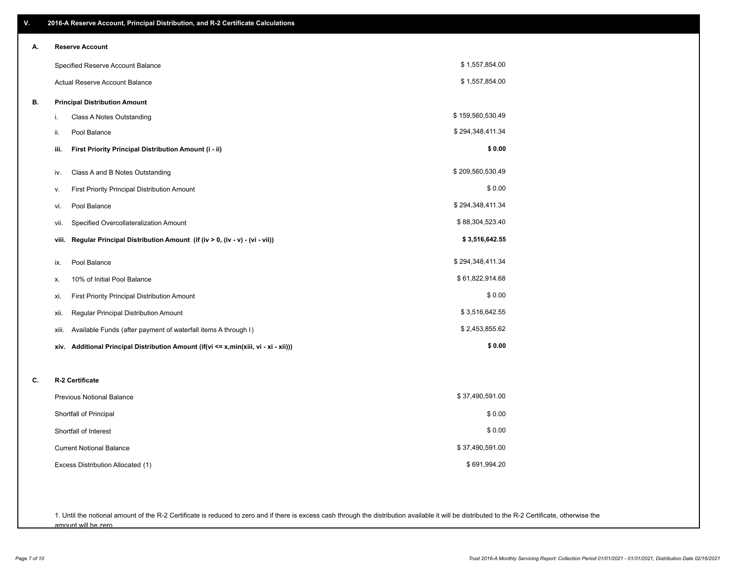## V. 2016-A Reserve Account, Principal Distribution, and R-2 Certificate Calculations

### A. Reserve Account

| | |
|---|---|
| Specified Reserve Account Balance | $ 1,557,854.00 |
| Actual Reserve Account Balance | $ 1,557,854.00 |

### B. Principal Distribution Amount

| | | |
|---|---|---|
| i. | Class A Notes Outstanding | $ 159,560,530.49 |
| ii. | Pool Balance | $ 294,348,411.34 |
| **iii.** | **First Priority Principal Distribution Amount (i - ii)** | **$ 0.00** |
| iv. | Class A and B Notes Outstanding | $ 209,560,530.49 |
| v. | First Priority Principal Distribution Amount | $ 0.00 |
| vi. | Pool Balance | $ 294,348,411.34 |
| vii. | Specified Overcollateralization Amount | $ 88,304,523.40 |
| **viii.** | **Regular Principal Distribution Amount (if (iv > 0, (iv - v) - (vi - vii))** | **$ 3,516,642.55** |
| ix. | Pool Balance | $ 294,348,411.34 |
| x. | 10% of Initial Pool Balance | $ 61,822,914.68 |
| xi. | First Priority Principal Distribution Amount | $ 0.00 |
| xii. | Regular Principal Distribution Amount | $ 3,516,642.55 |
| xiii. | Available Funds (after payment of waterfall items A through I) | $ 2,453,855.62 |
| **xiv.** | **Additional Principal Distribution Amount (if(vi <= x,min(xiii, vi - xi - xii)))** | **$ 0.00** |

### C. R-2 Certificate

| | |
|---|---|
| Previous Notional Balance | $ 37,490,591.00 |
| Shortfall of Principal | $ 0.00 |
| Shortfall of Interest | $ 0.00 |
| Current Notional Balance | $ 37,490,591.00 |
| Excess Distribution Allocated (1) | $ 691,994.20 |

1. Until the notional amount of the R-2 Certificate is reduced to zero and if there is excess cash through the distribution available it will be distributed to the R-2 Certificate, otherwise the amount will be zero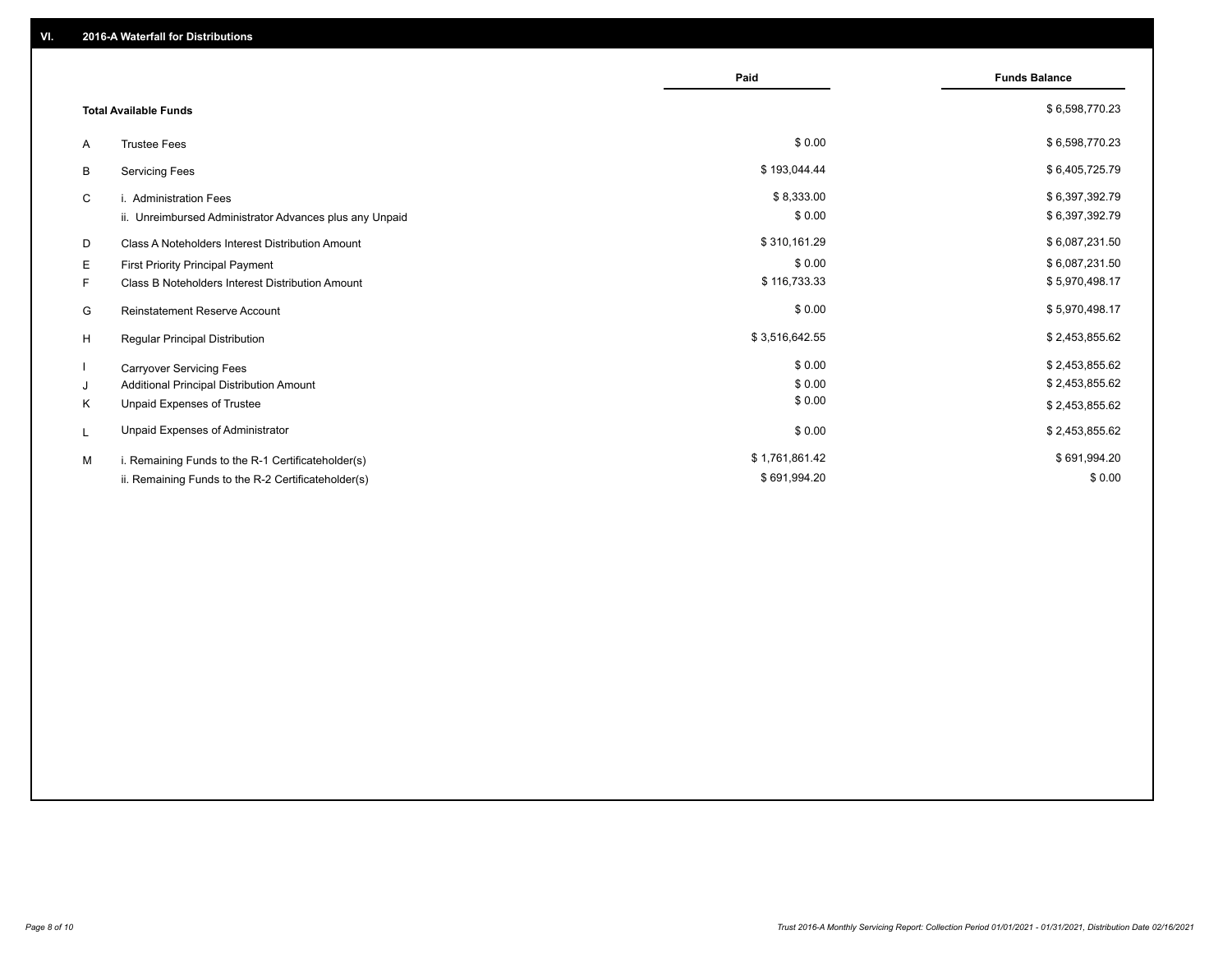## VI. 2016-A Waterfall for Distributions

| | | Paid | Funds Balance |
|---|---|---|---|
| | **Total Available Funds** | | $ 6,598,770.23 |
| A | Trustee Fees | $ 0.00 | $ 6,598,770.23 |
| B | Servicing Fees | $ 193,044.44 | $ 6,405,725.79 |
| C | i. Administration Fees | $ 8,333.00 | $ 6,397,392.79 |
| | ii. Unreimbursed Administrator Advances plus any Unpaid | $ 0.00 | $ 6,397,392.79 |
| D | Class A Noteholders Interest Distribution Amount | $ 310,161.29 | $ 6,087,231.50 |
| E | First Priority Principal Payment | $ 0.00 | $ 6,087,231.50 |
| F | Class B Noteholders Interest Distribution Amount | $ 116,733.33 | $ 5,970,498.17 |
| G | Reinstatement Reserve Account | $ 0.00 | $ 5,970,498.17 |
| H | Regular Principal Distribution | $ 3,516,642.55 | $ 2,453,855.62 |
| I | Carryover Servicing Fees | $ 0.00 | $ 2,453,855.62 |
| J | Additional Principal Distribution Amount | $ 0.00 | $ 2,453,855.62 |
| K | Unpaid Expenses of Trustee | $ 0.00 | $ 2,453,855.62 |
| L | Unpaid Expenses of Administrator | $ 0.00 | $ 2,453,855.62 |
| M | i. Remaining Funds to the R-1 Certificateholder(s) | $ 1,761,861.42 | $ 691,994.20 |
| | ii. Remaining Funds to the R-2 Certificateholder(s) | $ 691,994.20 | $ 0.00 |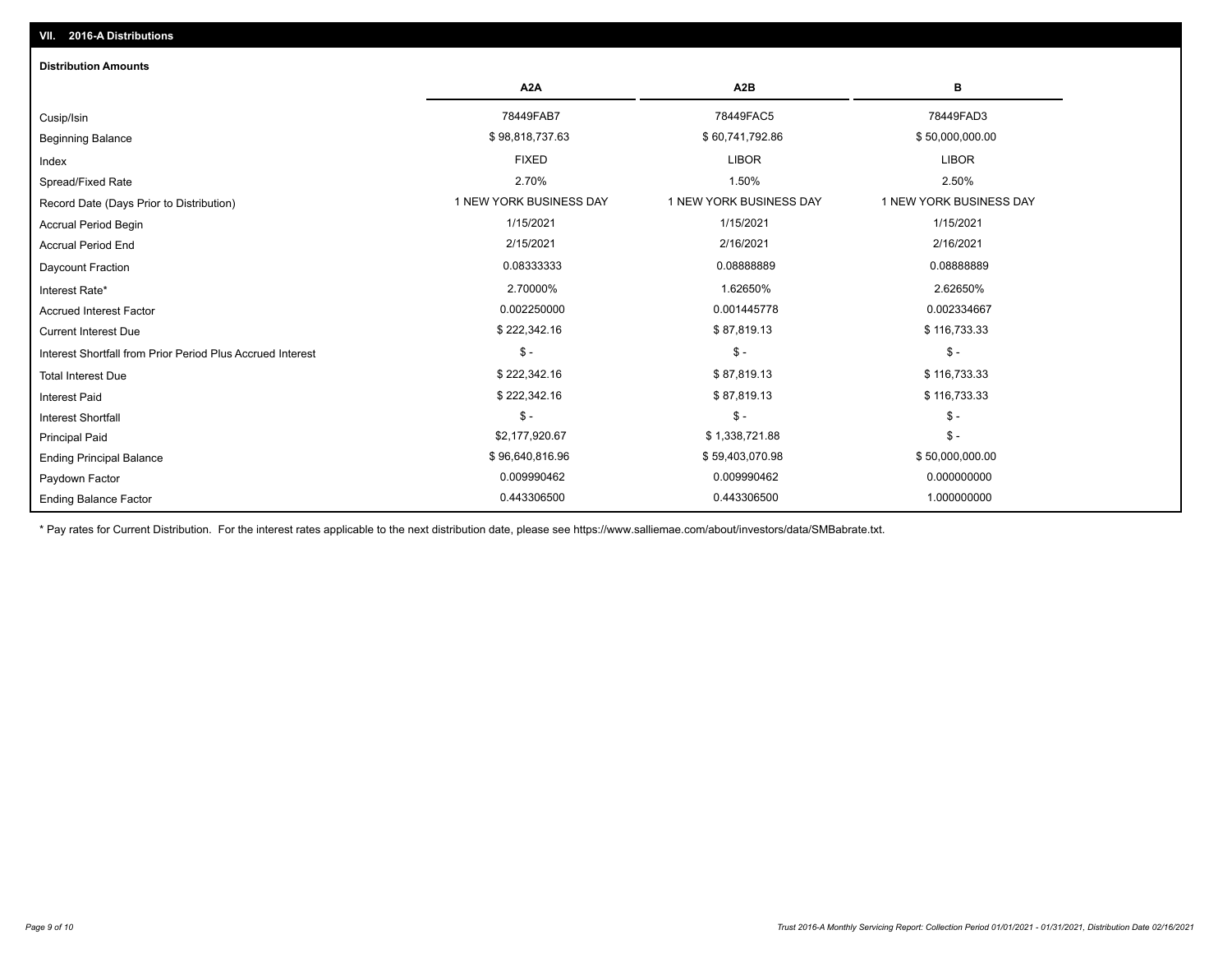## VII. 2016-A Distributions

### Distribution Amounts

| | A2A | A2B | B |
|---|---|---|---|
| Cusip/Isin | 78449FAB7 | 78449FAC5 | 78449FAD3 |
| Beginning Balance | $ 98,818,737.63 | $ 60,741,792.86 | $ 50,000,000.00 |
| Index | FIXED | LIBOR | LIBOR |
| Spread/Fixed Rate | 2.70% | 1.50% | 2.50% |
| Record Date (Days Prior to Distribution) | 1 NEW YORK BUSINESS DAY | 1 NEW YORK BUSINESS DAY | 1 NEW YORK BUSINESS DAY |
| Accrual Period Begin | 1/15/2021 | 1/15/2021 | 1/15/2021 |
| Accrual Period End | 2/15/2021 | 2/16/2021 | 2/16/2021 |
| Daycount Fraction | 0.08333333 | 0.08888889 | 0.08888889 |
| Interest Rate* | 2.70000% | 1.62650% | 2.62650% |
| Accrued Interest Factor | 0.002250000 | 0.001445778 | 0.002334667 |
| Current Interest Due | $ 222,342.16 | $ 87,819.13 | $ 116,733.33 |
| Interest Shortfall from Prior Period Plus Accrued Interest | $ - | $ - | $ - |
| Total Interest Due | $ 222,342.16 | $ 87,819.13 | $ 116,733.33 |
| Interest Paid | $ 222,342.16 | $ 87,819.13 | $ 116,733.33 |
| Interest Shortfall | $ - | $ - | $ - |
| Principal Paid | $2,177,920.67 | $ 1,338,721.88 | $ - |
| Ending Principal Balance | $ 96,640,816.96 | $ 59,403,070.98 | $ 50,000,000.00 |
| Paydown Factor | 0.009990462 | 0.009990462 | 0.000000000 |
| Ending Balance Factor | 0.443306500 | 0.443306500 | 1.000000000 |

* Pay rates for Current Distribution. For the interest rates applicable to the next distribution date, please see https://www.salliemae.com/about/investors/data/SMBabrate.txt.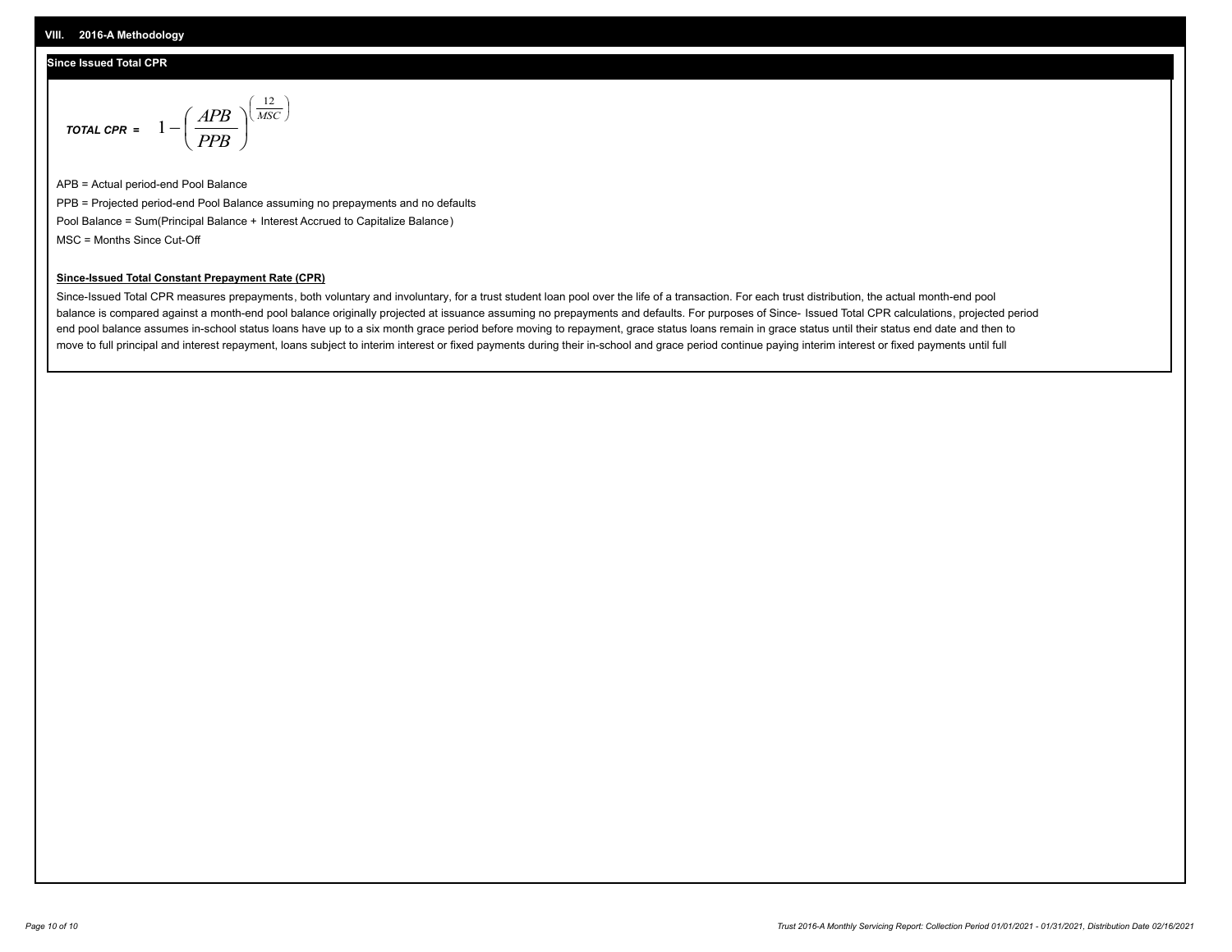## VIII. 2016-A Methodology

### Since Issued Total CPR

$$\textit{TOTAL CPR} = 1 - \left( \frac{APB}{PPB} \right)^{\left( \frac{12}{MSC} \right)}$$

APB = Actual period-end Pool Balance

PPB = Projected period-end Pool Balance assuming no prepayments and no defaults

Pool Balance = Sum(Principal Balance + Interest Accrued to Capitalize Balance)

MSC = Months Since Cut-Off

**Since-Issued Total Constant Prepayment Rate (CPR)**

Since-Issued Total CPR measures prepayments, both voluntary and involuntary, for a trust student loan pool over the life of a transaction. For each trust distribution, the actual month-end pool balance is compared against a month-end pool balance originally projected at issuance assuming no prepayments and defaults. For purposes of Since- Issued Total CPR calculations, projected period end pool balance assumes in-school status loans have up to a six month grace period before moving to repayment, grace status loans remain in grace status until their status end date and then to move to full principal and interest repayment, loans subject to interim interest or fixed payments during their in-school and grace period continue paying interim interest or fixed payments until full